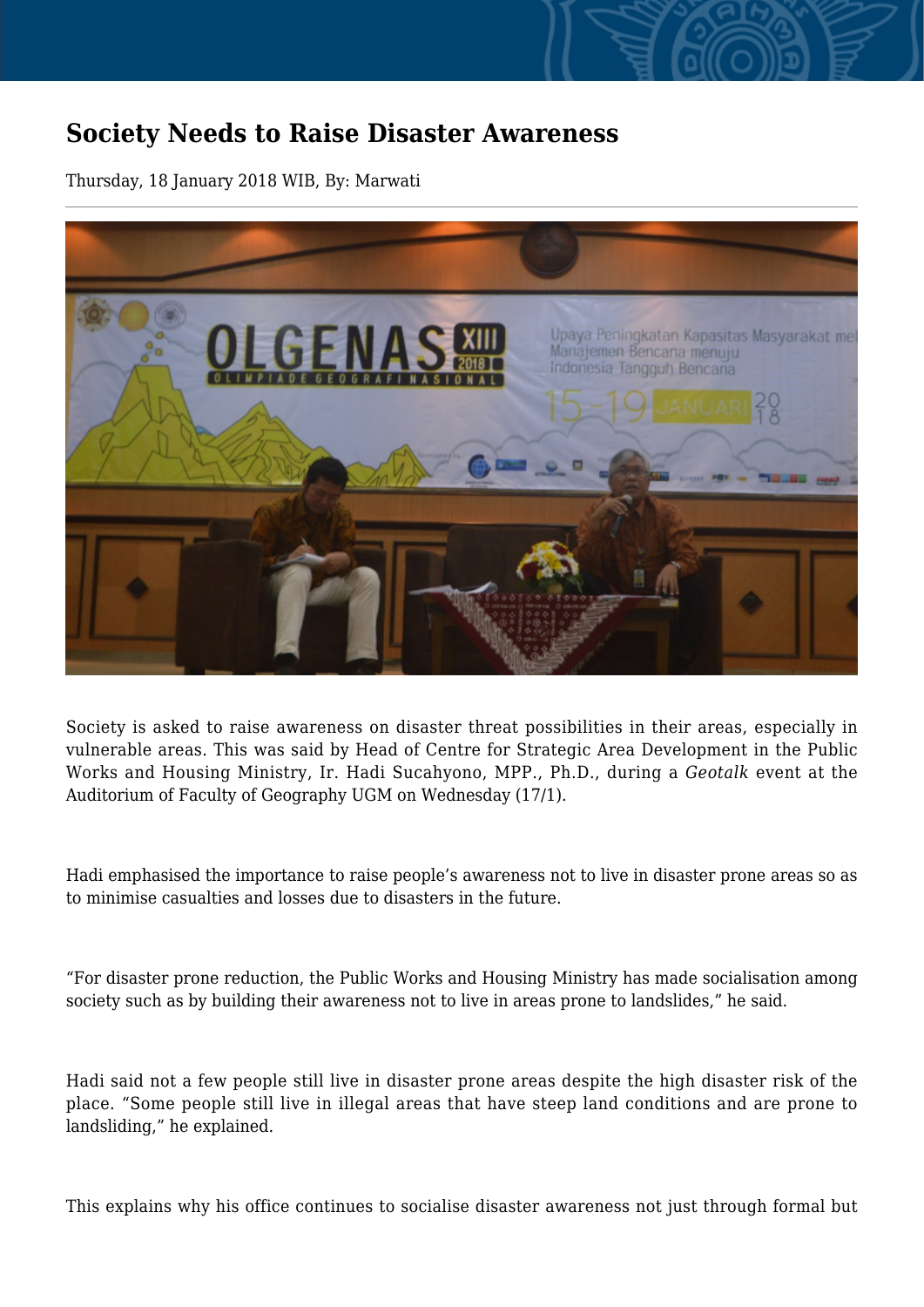# Society Needs to Raise Disaster Awareness

Thursday, 18 January 2018 WIB, By: Marwati

Society is asked to raise awareness on disaster threat possibilities in their areas, especially in vulnerable areas. This was said by Head of Centre for Strategic Area Development in the Public Works and Housing Ministry, Ir. Hadi Sucahyono, MPP., Ph.D., during a *Geotalk* event at the Auditorium of Faculty of Geography UGM on Wednesday (17/1).

Hadi emphasised the importance to raise people's awareness not to live in disaster prone areas so as to minimise casualties and losses due to disasters in the future.

"For disaster prone reduction, the Public Works and Housing Ministry has made socialisation among society such as by building their awareness not to live in areas prone to landslides," he said.

Hadi said not a few people still live in disaster prone areas despite the high disaster risk of the place. "Some people still live in illegal areas that have steep land conditions and are prone to landsliding," he explained.

This explains why his office continues to socialise disaster awareness not just through formal but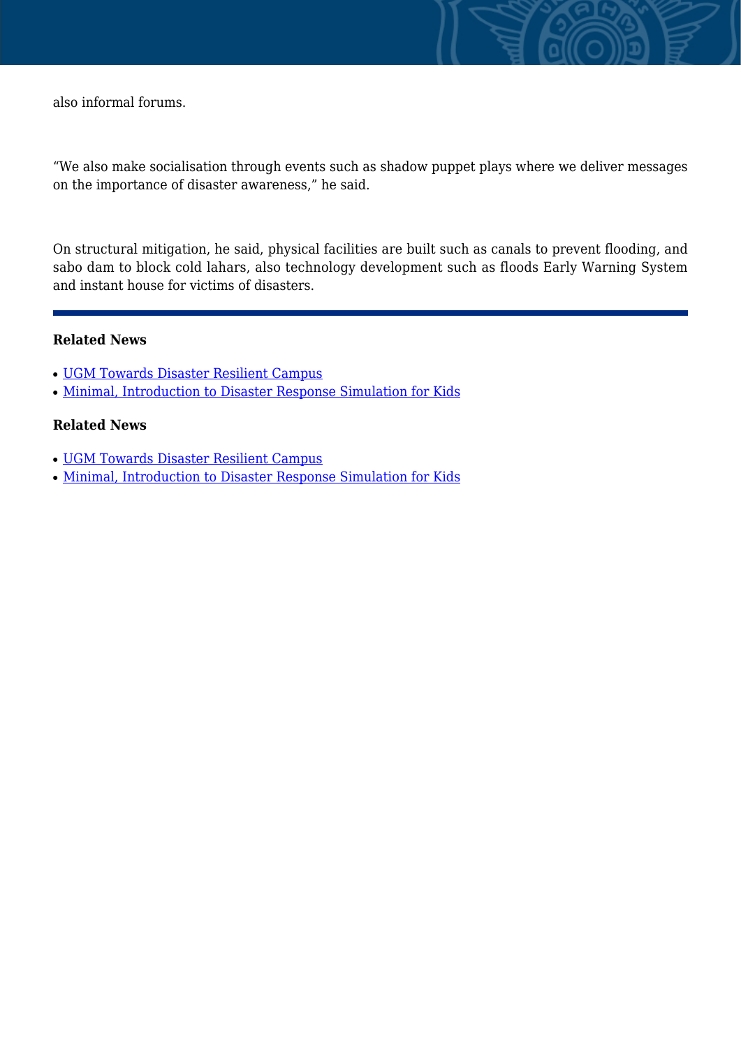also informal forums.

"We also make socialisation through events such as shadow puppet plays where we deliver messages on the importance of disaster awareness," he said.

On structural mitigation, he said, physical facilities are built such as canals to prevent flooding, and sabo dam to block cold lahars, also technology development such as floods Early Warning System and instant house for victims of disasters.

---

**Related News**

- UGM Towards Disaster Resilient Campus
- Minimal, Introduction to Disaster Response Simulation for Kids

**Related News**

- UGM Towards Disaster Resilient Campus
- Minimal, Introduction to Disaster Response Simulation for Kids